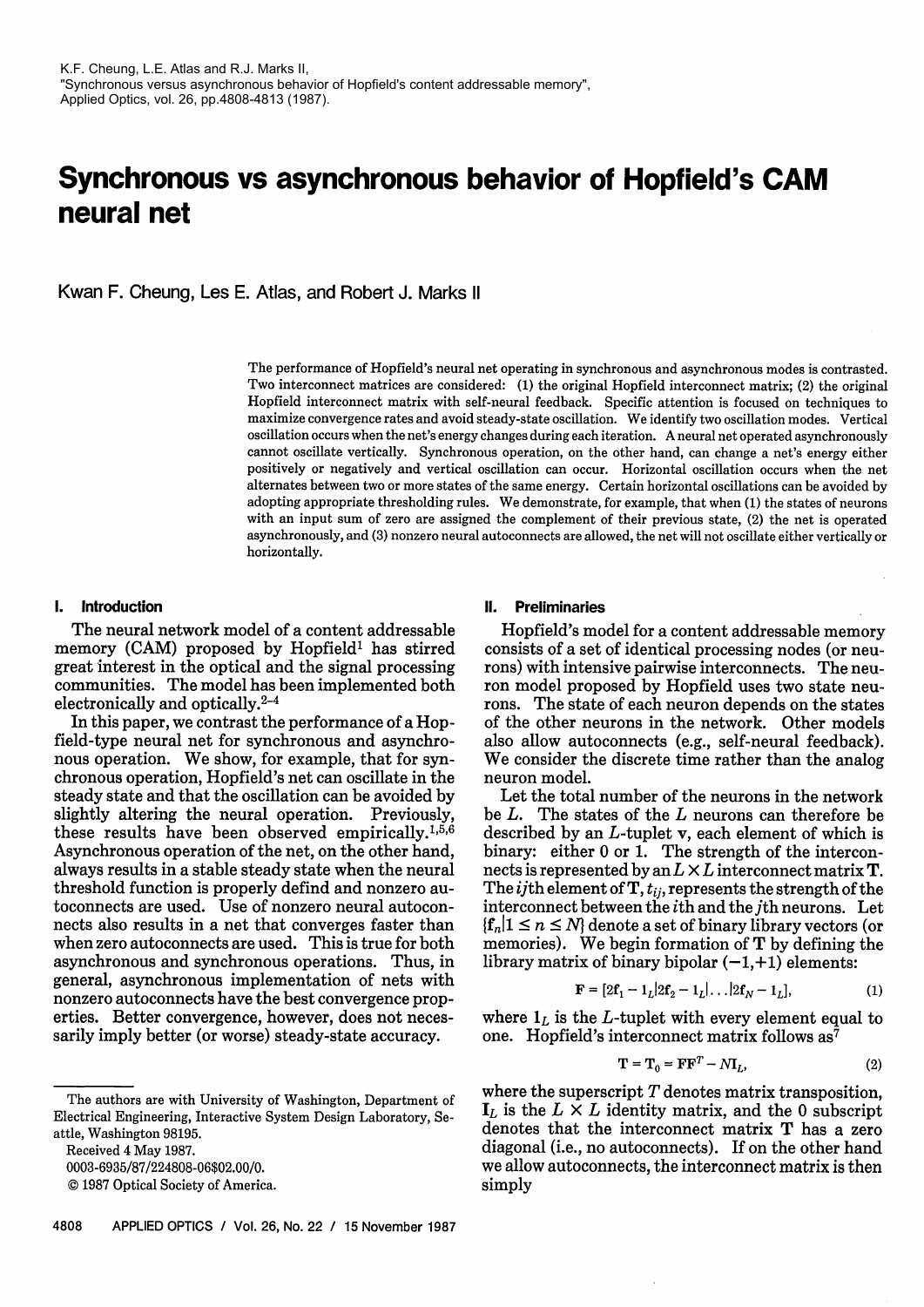K.F. Cheung, L.E. Atlas and R.J. Marks II,
"Synchronous versus asynchronous behavior of Hopfield's content addressable memory",
Applied Optics, vol. 26, pp.4808-4813 (1987).

# Synchronous vs asynchronous behavior of Hopfield's CAM neural net

Kwan F. Cheung, Les E. Atlas, and Robert J. Marks II

The performance of Hopfield's neural net operating in synchronous and asynchronous modes is contrasted. Two interconnect matrices are considered: (1) the original Hopfield interconnect matrix; (2) the original Hopfield interconnect matrix with self-neural feedback. Specific attention is focused on techniques to maximize convergence rates and avoid steady-state oscillation. We identify two oscillation modes. Vertical oscillation occurs when the net's energy changes during each iteration. A neural net operated asynchronously cannot oscillate vertically. Synchronous operation, on the other hand, can change a net's energy either positively or negatively and vertical oscillation can occur. Horizontal oscillation occurs when the net alternates between two or more states of the same energy. Certain horizontal oscillations can be avoided by adopting appropriate thresholding rules. We demonstrate, for example, that when (1) the states of neurons with an input sum of zero are assigned the complement of their previous state, (2) the net is operated asynchronously, and (3) nonzero neural autoconnects are allowed, the net will not oscillate either vertically or horizontally.

## I. Introduction

The neural network model of a content addressable memory (CAM) proposed by Hopfield[1] has stirred great interest in the optical and the signal processing communities. The model has been implemented both electronically and optically.[2–4]

In this paper, we contrast the performance of a Hopfield-type neural net for synchronous and asynchronous operation. We show, for example, that for synchronous operation, Hopfield's net can oscillate in the steady state and that the oscillation can be avoided by slightly altering the neural operation. Previously, these results have been observed empirically.[1,5,6] Asynchronous operation of the net, on the other hand, always results in a stable steady state when the neural threshold function is properly defind and nonzero autoconnects are used. Use of nonzero neural autoconnects also results in a net that converges faster than when zero autoconnects are used. This is true for both asynchronous and synchronous operations. Thus, in general, asynchronous implementation of nets with nonzero autoconnects have the best convergence properties. Better convergence, however, does not necessarily imply better (or worse) steady-state accuracy.

The authors are with University of Washington, Department of Electrical Engineering, Interactive System Design Laboratory, Seattle, Washington 98195.

Received 4 May 1987.

0003-6935/87/224808-06$02.00/0.

© 1987 Optical Society of America.

## II. Preliminaries

Hopfield's model for a content addressable memory consists of a set of identical processing nodes (or neurons) with intensive pairwise interconnects. The neuron model proposed by Hopfield uses two state neurons. The state of each neuron depends on the states of the other neurons in the network. Other models also allow autoconnects (e.g., self-neural feedback). We consider the discrete time rather than the analog neuron model.

Let the total number of the neurons in the network be $L$. The states of the $L$ neurons can therefore be described by an $L$-tuplet $\mathbf{v}$, each element of which is binary: either 0 or 1. The strength of the interconnects is represented by an $L \times L$ interconnect matrix $\mathbf{T}$. The $ij$th element of $\mathbf{T}$, $t_{ij}$, represents the strength of the interconnect between the $i$th and the $j$th neurons. Let $\{\mathbf{f}_n | 1 \le n \le N\}$ denote a set of binary library vectors (or memories). We begin formation of $\mathbf{T}$ by defining the library matrix of binary bipolar $(-1,+1)$ elements:

$$\mathbf{F} = [2\mathbf{f}_1 - \mathbf{1}_L | 2\mathbf{f}_2 - \mathbf{1}_L | \ldots | 2\mathbf{f}_N - \mathbf{1}_L], \tag{1}$$

where $\mathbf{1}_L$ is the $L$-tuplet with every element equal to one. Hopfield's interconnect matrix follows as[7]

$$\mathbf{T} = \mathbf{T}_0 = \mathbf{F}\mathbf{F}^T - N\mathbf{I}_L, \tag{2}$$

where the superscript $T$ denotes matrix transposition, $\mathbf{I}_L$ is the $L \times L$ identity matrix, and the 0 subscript denotes that the interconnect matrix $\mathbf{T}$ has a zero diagonal (i.e., no autoconnects). If on the other hand we allow autoconnects, the interconnect matrix is then simply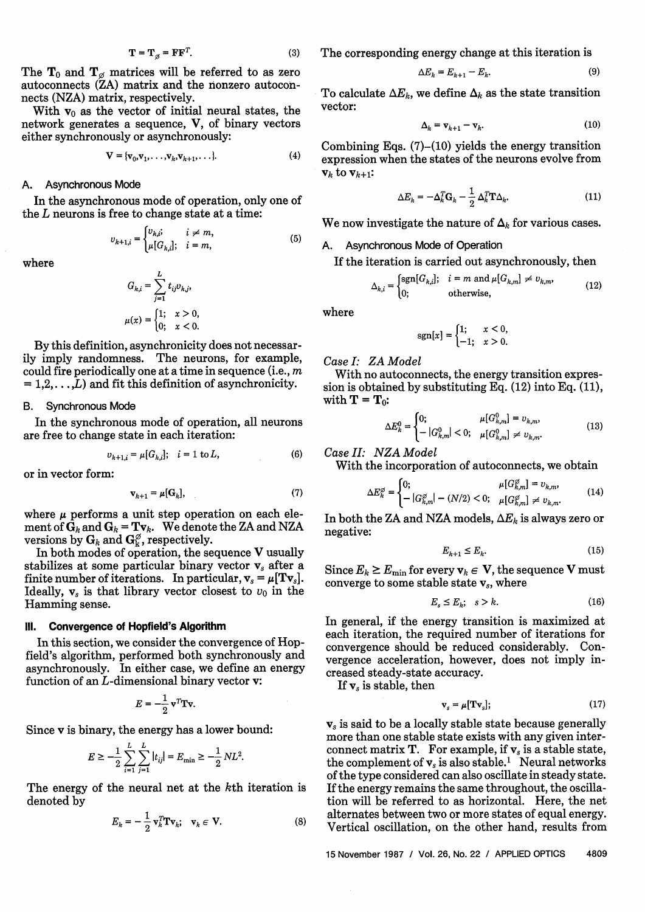$$\mathbf{T} = \mathbf{T}_{\varnothing} = \mathbf{F}\mathbf{F}^T. \tag{3}$$

The $\mathbf{T}_0$ and $\mathbf{T}_{\varnothing}$ matrices will be referred to as zero autoconnects (ZA) matrix and the nonzero autoconnects (NZA) matrix, respectively.

With $\mathbf{v}_0$ as the vector of initial neural states, the network generates a sequence, $\mathbf{V}$, of binary vectors either synchronously or asynchronously:

$$\mathbf{V} = \{\mathbf{v}_0, \mathbf{v}_1, \ldots, \mathbf{v}_k, \mathbf{v}_{k+1}, \ldots\}. \tag{4}$$

### A. Asynchronous Mode

In the asynchronous mode of operation, only one of the $L$ neurons is free to change state at a time:

$$v_{k+1,i} = \begin{cases} v_{k,i}; & i \neq m, \\ \mu[G_{k,i}]; & i = m, \end{cases} \tag{5}$$

where

$$G_{k,i} = \sum_{j=1}^{L} t_{ij} v_{k,j},$$

$$\mu(x) = \begin{cases} 1; & x > 0, \\ 0; & x < 0. \end{cases}$$

By this definition, asynchronicity does not necessarily imply randomness. The neurons, for example, could fire periodically one at a time in sequence (i.e., $m = 1, 2, \ldots, L$) and fit this definition of asynchronicity.

### B. Synchronous Mode

In the synchronous mode of operation, all neurons are free to change state in each iteration:

$$v_{k+1,i} = \mu[G_{k,i}]; \quad i = 1 \text{ to } L, \tag{6}$$

or in vector form:

$$\mathbf{v}_{k+1} = \mu[\mathbf{G}_k], \tag{7}$$

where $\mu$ performs a unit step operation on each element of $\mathbf{G}_k$ and $\mathbf{G}_k = \mathbf{T}\mathbf{v}_k$. We denote the ZA and NZA versions by $\mathbf{G}_k$ and $\mathbf{G}_k^{\varnothing}$, respectively.

In both modes of operation, the sequence $\mathbf{V}$ usually stabilizes at some particular binary vector $\mathbf{v}_s$ after a finite number of iterations. In particular, $\mathbf{v}_s = \mu[\mathbf{T}\mathbf{v}_s]$. Ideally, $\mathbf{v}_s$ is that library vector closest to $v_0$ in the Hamming sense.

## III. Convergence of Hopfield's Algorithm

In this section, we consider the convergence of Hopfield's algorithm, performed both synchronously and asynchronously. In either case, we define an energy function of an $L$-dimensional binary vector $\mathbf{v}$:

$$E = -\frac{1}{2}\mathbf{v}^T\mathbf{T}\mathbf{v}.$$

Since $\mathbf{v}$ is binary, the energy has a lower bound:

$$E \geq -\frac{1}{2}\sum_{i=1}^{L}\sum_{j=1}^{L}|t_{ij}| = E_{\min} \geq -\frac{1}{2}NL^2.$$

The energy of the neural net at the $k$th iteration is denoted by

$$E_k = -\frac{1}{2}\mathbf{v}_k^T\mathbf{T}\mathbf{v}_k; \quad \mathbf{v}_k \in \mathbf{V}. \tag{8}$$

The corresponding energy change at this iteration is

$$\Delta E_k = E_{k+1} - E_k. \tag{9}$$

To calculate $\Delta E_k$, we define $\Delta_k$ as the state transition vector:

$$\Delta_k = \mathbf{v}_{k+1} - \mathbf{v}_k. \tag{10}$$

Combining Eqs. (7)–(10) yields the energy transition expression when the states of the neurons evolve from $\mathbf{v}_k$ to $\mathbf{v}_{k+1}$:

$$\Delta E_k = -\Delta_k^T\mathbf{G}_k - \frac{1}{2}\Delta_k^T\mathbf{T}\Delta_k. \tag{11}$$

We now investigate the nature of $\Delta_k$ for various cases.

### A. Asynchronous Mode of Operation

If the iteration is carried out asynchronously, then

$$\Delta_{k,i} = \begin{cases} \text{sgn}[G_{k,i}]; & i = m \text{ and } \mu[G_{k,m}] \neq v_{k,m}, \\ 0; & \text{otherwise,} \end{cases} \tag{12}$$

where

$$\text{sgn}[x] = \begin{cases} 1; & x < 0, \\ -1; & x > 0. \end{cases}$$

*Case I: ZA Model*

With no autoconnects, the energy transition expression is obtained by substituting Eq. (12) into Eq. (11), with $\mathbf{T} = \mathbf{T}_0$:

$$\Delta E_k^0 = \begin{cases} 0; & \mu[G_{k,m}^0] = v_{k,m}, \\ -|G_{k,m}^0| < 0; & \mu[G_{k,m}^0] \neq v_{k,m}. \end{cases} \tag{13}$$

*Case II: NZA Model*

With the incorporation of autoconnects, we obtain

$$\Delta E_k^{\varnothing} = \begin{cases} 0; & \mu[G_{k,m}^{\varnothing}] = v_{k,m}, \\ -|G_{k,m}^{\varnothing}| - (N/2) < 0; & \mu[G_{k,m}^{\varnothing}] \neq v_{k,m}. \end{cases} \tag{14}$$

In both the ZA and NZA models, $\Delta E_k$ is always zero or negative:

$$E_{k+1} \leq E_k. \tag{15}$$

Since $E_k \geq E_{\min}$ for every $\mathbf{v}_k \in \mathbf{V}$, the sequence $\mathbf{V}$ must converge to some stable state $\mathbf{v}_s$, where

$$E_s \leq E_k; \quad s > k. \tag{16}$$

In general, if the energy transition is maximized at each iteration, the required number of iterations for convergence should be reduced considerably. Convergence acceleration, however, does not imply increased steady-state accuracy.

If $\mathbf{v}_s$ is stable, then

$$\mathbf{v}_s = \mu[\mathbf{T}\mathbf{v}_s]; \tag{17}$$

$\mathbf{v}_s$ is said to be a locally stable state because generally more than one stable state exists with any given interconnect matrix $\mathbf{T}$. For example, if $\mathbf{v}_s$ is a stable state, the complement of $\mathbf{v}_s$ is also stable.[1] Neural networks of the type considered can also oscillate in steady state. If the energy remains the same throughout, the oscillation will be referred to as horizontal. Here, the net alternates between two or more states of equal energy. Vertical oscillation, on the other hand, results from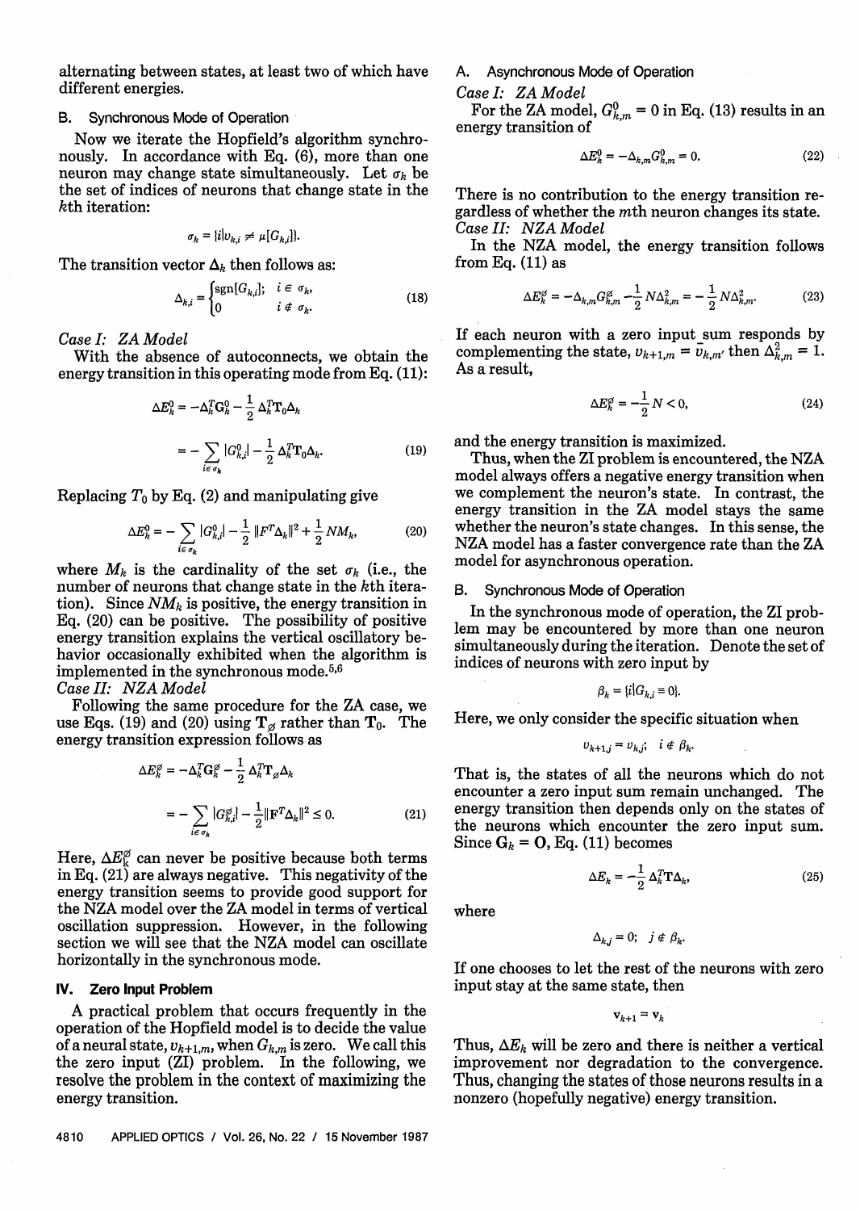alternating between states, at least two of which have different energies.

### B. Synchronous Mode of Operation

Now we iterate the Hopfield's algorithm synchronously. In accordance with Eq. (6), more than one neuron may change state simultaneously. Let $\sigma_k$ be the set of indices of neurons that change state in the $k$th iteration:

$$\sigma_k = \{i | v_{k,i} \neq \mu[G_{k,i}]\}.$$

The transition vector $\Delta_k$ then follows as:

$$\Delta_{k,i} = \begin{cases} \mathrm{sgn}[G_{k,i}]; & i \in \sigma_k, \\ 0 & i \notin \sigma_k. \end{cases} \tag{18}$$

*Case I: ZA Model*

With the absence of autoconnects, we obtain the energy transition in this operating mode from Eq. (11):

$$\Delta E_k^0 = -\Delta_k^T \mathbf{G}_k^0 - \frac{1}{2} \Delta_k^T \mathbf{T}_0 \Delta_k$$

$$= -\sum_{i \in \sigma_k} |G_{k,i}^0| - \frac{1}{2} \Delta_k^T \mathbf{T}_0 \Delta_k. \tag{19}$$

Replacing $T_0$ by Eq. (2) and manipulating give

$$\Delta E_k^0 = -\sum_{i \in \sigma_k} |G_{k,i}^0| - \frac{1}{2} \|F^T \Delta_k\|^2 + \frac{1}{2} N M_k, \tag{20}$$

where $M_k$ is the cardinality of the set $\sigma_k$ (i.e., the number of neurons that change state in the $k$th iteration). Since $NM_k$ is positive, the energy transition in Eq. (20) can be positive. The possibility of positive energy transition explains the vertical oscillatory behavior occasionally exhibited when the algorithm is implemented in the synchronous mode.[5,6]

*Case II: NZA Model*

Following the same procedure for the ZA case, we use Eqs. (19) and (20) using $\mathbf{T}_\varnothing$ rather than $\mathbf{T}_0$. The energy transition expression follows as

$$\Delta E_k^\varnothing = -\Delta_k^T \mathbf{G}_k^\varnothing - \frac{1}{2} \Delta_k^T \mathbf{T}_\varnothing \Delta_k$$

$$= -\sum_{i \in \sigma_k} |G_{k,i}^\varnothing| - \frac{1}{2} \|\mathbf{F}^T \Delta_k\|^2 \leq 0. \tag{21}$$

Here, $\Delta E_k^\varnothing$ can never be positive because both terms in Eq. (21) are always negative. This negativity of the energy transition seems to provide good support for the NZA model over the ZA model in terms of vertical oscillation suppression. However, in the following section we will see that the NZA model can oscillate horizontally in the synchronous mode.

## IV. Zero Input Problem

A practical problem that occurs frequently in the operation of the Hopfield model is to decide the value of a neural state, $v_{k+1,m}$, when $G_{k,m}$ is zero. We call this the zero input (ZI) problem. In the following, we resolve the problem in the context of maximizing the energy transition.

### A. Asynchronous Mode of Operation

*Case I: ZA Model*

For the ZA model, $G_{k,m}^0 = 0$ in Eq. (13) results in an energy transition of

$$\Delta E_k^0 = -\Delta_{k,m} G_{k,m}^0 = 0. \tag{22}$$

There is no contribution to the energy transition regardless of whether the $m$th neuron changes its state.

*Case II: NZA Model*

In the NZA model, the energy transition follows from Eq. (11) as

$$\Delta E_k^\varnothing = -\Delta_{k,m} G_{k,m}^\varnothing - \frac{1}{2} N \Delta_{k,m}^2 = -\frac{1}{2} N \Delta_{k,m}^2. \tag{23}$$

If each neuron with a zero input sum responds by complementing the state, $v_{k+1,m} = \bar{v}_{k,m}$, then $\Delta_{k,m}^2 = 1$. As a result,

$$\Delta E_k^\varnothing = -\frac{1}{2} N < 0, \tag{24}$$

and the energy transition is maximized.

Thus, when the ZI problem is encountered, the NZA model always offers a negative energy transition when we complement the neuron's state. In contrast, the energy transition in the ZA model stays the same whether the neuron's state changes. In this sense, the NZA model has a faster convergence rate than the ZA model for asynchronous operation.

### B. Synchronous Mode of Operation

In the synchronous mode of operation, the ZI problem may be encountered by more than one neuron simultaneously during the iteration. Denote the set of indices of neurons with zero input by

$$\beta_k = \{i | G_{k,i} = 0\}.$$

Here, we only consider the specific situation when

$$v_{k+1,j} = v_{k,j}; \quad i \notin \beta_k.$$

That is, the states of all the neurons which do not encounter a zero input sum remain unchanged. The energy transition then depends only on the states of the neurons which encounter the zero input sum. Since $\mathbf{G}_k = \mathbf{O}$, Eq. (11) becomes

$$\Delta E_k = -\frac{1}{2} \Delta_k^T \mathbf{T} \Delta_k, \tag{25}$$

where

$$\Delta_{k,j} = 0; \quad j \notin \beta_k.$$

If one chooses to let the rest of the neurons with zero input stay at the same state, then

$$\mathbf{v}_{k+1} = \mathbf{v}_k$$

Thus, $\Delta E_k$ will be zero and there is neither a vertical improvement nor degradation to the convergence. Thus, changing the states of those neurons results in a nonzero (hopefully negative) energy transition.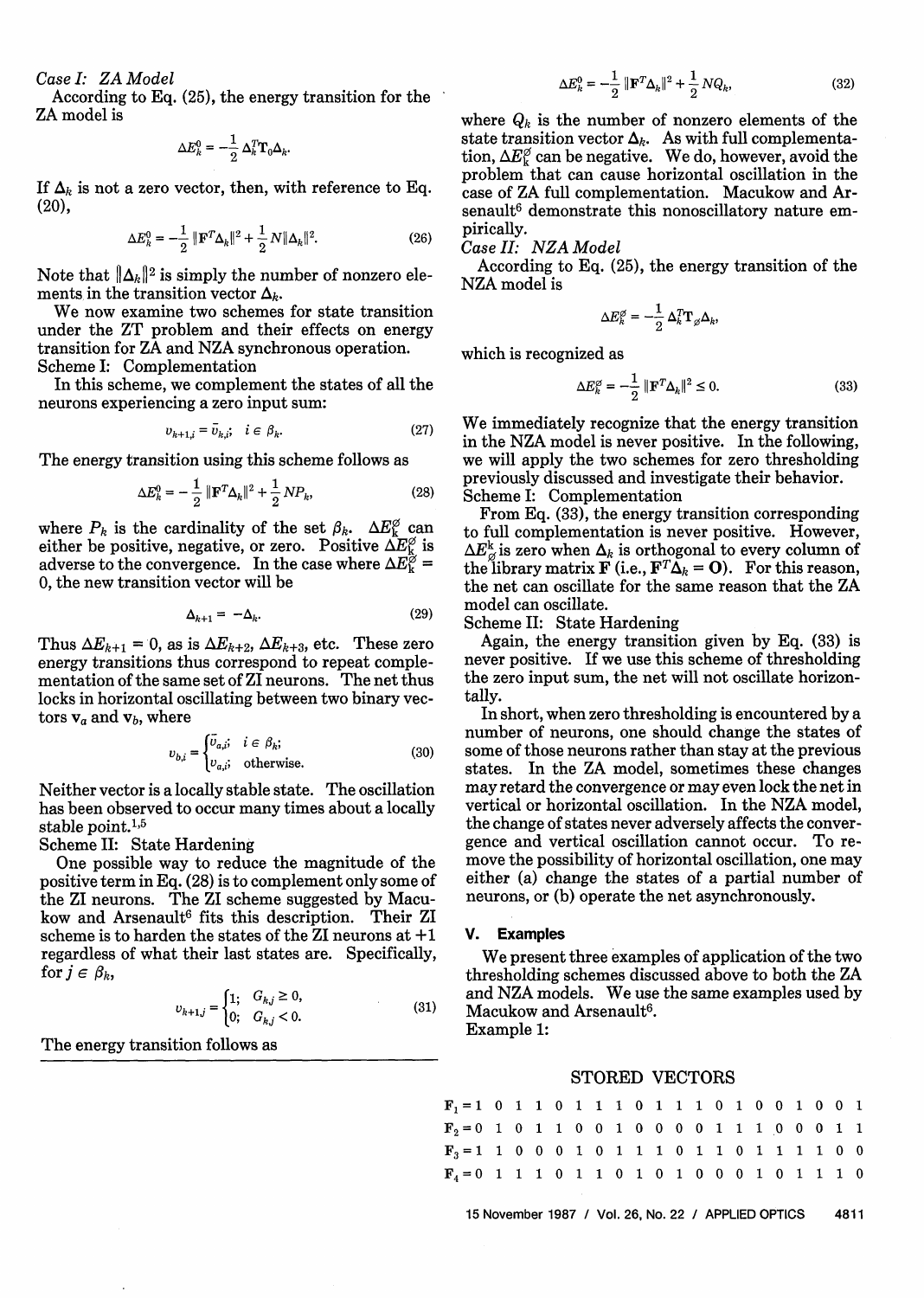*Case I: ZA Model*

According to Eq. (25), the energy transition for the ZA model is

$$\Delta E_k^0 = -\frac{1}{2}\,\Delta_k^T \mathbf{T}_0 \Delta_k.$$

If $\Delta_k$ is not a zero vector, then, with reference to Eq. (20),

$$\Delta E_k^0 = -\frac{1}{2}\,\|\mathbf{F}^T\Delta_k\|^2 + \frac{1}{2}N\|\Delta_k\|^2. \tag{26}$$

Note that $\|\Delta_k\|^2$ is simply the number of nonzero elements in the transition vector $\Delta_k$.

We now examine two schemes for state transition under the ZT problem and their effects on energy transition for ZA and NZA synchronous operation.

Scheme I: Complementation

In this scheme, we complement the states of all the neurons experiencing a zero input sum:

$$v_{k+1,i} = \bar{v}_{k,i};\quad i \in \beta_k. \tag{27}$$

The energy transition using this scheme follows as

$$\Delta E_k^0 = -\frac{1}{2}\,\|\mathbf{F}^T\Delta_k\|^2 + \frac{1}{2}NP_k, \tag{28}$$

where $P_k$ is the cardinality of the set $\beta_k$. $\Delta E_k^\varnothing$ can either be positive, negative, or zero. Positive $\Delta E_k^\varnothing$ is adverse to the convergence. In the case where $\Delta E_k^\varnothing = 0$, the new transition vector will be

$$\Delta_{k+1} = -\Delta_k. \tag{29}$$

Thus $\Delta E_{k+1} = 0$, as is $\Delta E_{k+2}$, $\Delta E_{k+3}$, etc. These zero energy transitions thus correspond to repeat complementation of the same set of ZI neurons. The net thus locks in horizontal oscillating between two binary vectors $\mathbf{v}_a$ and $\mathbf{v}_b$, where

$$v_{b,i} = \begin{cases} \bar{v}_{a,i}; & i \in \beta_k; \\ v_{a,i}; & \text{otherwise.} \end{cases} \tag{30}$$

Neither vector is a locally stable state. The oscillation has been observed to occur many times about a locally stable point.[1,5]

Scheme II: State Hardening

One possible way to reduce the magnitude of the positive term in Eq. (28) is to complement only some of the ZI neurons. The ZI scheme suggested by Macukow and Arsenault[6] fits this description. Their ZI scheme is to harden the states of the ZI neurons at +1 regardless of what their last states are. Specifically, for $j \in \beta_k$,

$$v_{k+1,j} = \begin{cases} 1; & G_{k,j} \ge 0, \\ 0; & G_{k,j} < 0. \end{cases} \tag{31}$$

The energy transition follows as

$$\Delta E_k^0 = -\frac{1}{2}\,\|\mathbf{F}^T\Delta_k\|^2 + \frac{1}{2}NQ_k, \tag{32}$$

where $Q_k$ is the number of nonzero elements of the state transition vector $\Delta_k$. As with full complementation, $\Delta E_k^\varnothing$ can be negative. We do, however, avoid the problem that can cause horizontal oscillation in the case of ZA full complementation. Macukow and Arsenault[6] demonstrate this nonoscillatory nature empirically.

*Case II: NZA Model*

According to Eq. (25), the energy transition of the NZA model is

$$\Delta E_k^\varnothing = -\frac{1}{2}\,\Delta_k^T \mathbf{T}_\varnothing \Delta_k,$$

which is recognized as

$$\Delta E_k^\varnothing = -\frac{1}{2}\,\|\mathbf{F}^T\Delta_k\|^2 \le 0. \tag{33}$$

We immediately recognize that the energy transition in the NZA model is never positive. In the following, we will apply the two schemes for zero thresholding previously discussed and investigate their behavior.

Scheme I: Complementation

From Eq. (33), the energy transition corresponding to full complementation is never positive. However, $\Delta E_\varnothing^k$ is zero when $\Delta_k$ is orthogonal to every column of the library matrix $\mathbf{F}$ (i.e., $\mathbf{F}^T\Delta_k = \mathbf{O}$). For this reason, the net can oscillate for the same reason that the ZA model can oscillate.

Scheme II: State Hardening

Again, the energy transition given by Eq. (33) is never positive. If we use this scheme of thresholding the zero input sum, the net will not oscillate horizontally.

In short, when zero thresholding is encountered by a number of neurons, one should change the states of some of those neurons rather than stay at the previous states. In the ZA model, sometimes these changes may retard the convergence or may even lock the net in vertical or horizontal oscillation. In the NZA model, the change of states never adversely affects the convergence and vertical oscillation cannot occur. To remove the possibility of horizontal oscillation, one may either (a) change the states of a partial number of neurons, or (b) operate the net asynchronously.

## V. Examples

We present three examples of application of the two thresholding schemes discussed above to both the ZA and NZA models. We use the same examples used by Macukow and Arsenault[6].

Example 1:

STORED VECTORS

$\mathbf{F}_1 =$ 1 0 1 1 0 1 1 1 0 1 1 1 0 1 0 0 1 0 0 1

$\mathbf{F}_2 =$ 0 1 0 1 1 0 0 1 0 0 0 0 1 1 1 0 0 0 1 1

$\mathbf{F}_3 =$ 1 1 0 0 0 1 0 1 1 1 0 1 1 0 1 1 1 1 0 0

$\mathbf{F}_4 =$ 0 1 1 1 0 1 1 0 1 0 1 0 0 0 1 0 1 1 1 0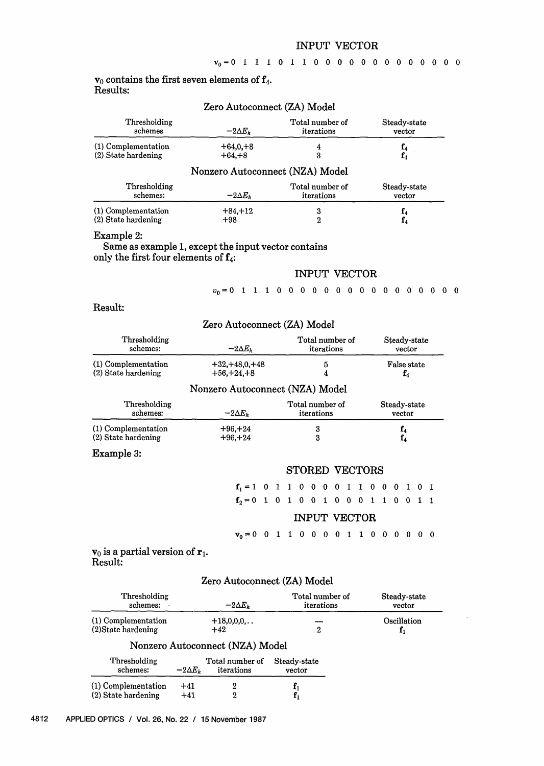INPUT VECTOR

$\mathbf{v}_0 = 0\ 1\ 1\ 1\ 0\ 1\ 1\ 0\ 0\ 0\ 0\ 0\ 0\ 0\ 0\ 0\ 0\ 0\ 0\ 0$

$\mathbf{v}_0$ contains the first seven elements of $\mathbf{f}_4$.
Results:

Zero Autoconnect (ZA) Model

| Thresholding schemes | $-2\Delta E_k$ | Total number of iterations | Steady-state vector |
|---|---|---|---|
| (1) Complementation | +64,0,+8 | 4 | $\mathbf{f}_4$ |
| (2) State hardening | +64,+8 | 3 | $\mathbf{f}_4$ |

Nonzero Autoconnect (NZA) Model

| Thresholding schemes: | $-2\Delta E_k$ | Total number of iterations | Steady-state vector |
|---|---|---|---|
| (1) Complementation | +84,+12 | 3 | $\mathbf{f}_4$ |
| (2) State hardening | +98 | 2 | $\mathbf{f}_4$ |

Example 2:
Same as example 1, except the input vector contains only the first four elements of $\mathbf{f}_4$:

INPUT VECTOR

$v_0 = 0\ 1\ 1\ 1\ 0\ 0\ 0\ 0\ 0\ 0\ 0\ 0\ 0\ 0\ 0\ 0\ 0\ 0\ 0\ 0$

Result:

Zero Autoconnect (ZA) Model

| Thresholding schemes: | $-2\Delta E_k$ | Total number of iterations | Steady-state vector |
|---|---|---|---|
| (1) Complementation | +32,+48,0,+48 | 5 | False state |
| (2) State hardening | +56,+24,+8 | 4 | $\mathbf{f}_4$ |

Nonzero Autoconnect (NZA) Model

| Thresholding schemes: | $-2\Delta E_k$ | Total number of iterations | Steady-state vector |
|---|---|---|---|
| (1) Complementation | +96,+24 | 3 | $\mathbf{f}_4$ |
| (2) State hardening | +96,+24 | 3 | $\mathbf{f}_4$ |

Example 3:

STORED VECTORS

$\mathbf{f}_1 = 1\ 0\ 1\ 1\ 0\ 0\ 0\ 0\ 1\ 1\ 0\ 0\ 0\ 1\ 0\ 1$

$\mathbf{f}_2 = 0\ 1\ 0\ 1\ 0\ 0\ 1\ 0\ 0\ 0\ 1\ 1\ 0\ 0\ 1\ 1$

INPUT VECTOR

$\mathbf{v}_0 = 0\ 0\ 1\ 1\ 0\ 0\ 0\ 0\ 1\ 1\ 0\ 0\ 0\ 0\ 0\ 0$

$\mathbf{v}_0$ is a partial version of $\mathbf{r}_1$.
Result:

Zero Autoconnect (ZA) Model

| Thresholding schemes: | $-2\Delta E_k$ | Total number of iterations | Steady-state vector |
|---|---|---|---|
| (1) Complementation | +18,0,0,0,.. | — | Oscillation |
| (2)State hardening | +42 | 2 | $\mathbf{f}_1$ |

Nonzero Autoconnect (NZA) Model

| Thresholding schemes: | $-2\Delta E_k$ | Total number of iterations | Steady-state vector |
|---|---|---|---|
| (1) Complementation | +41 | 2 | $\mathbf{f}_1$ |
| (2) State hardening | +41 | 2 | $\mathbf{f}_1$ |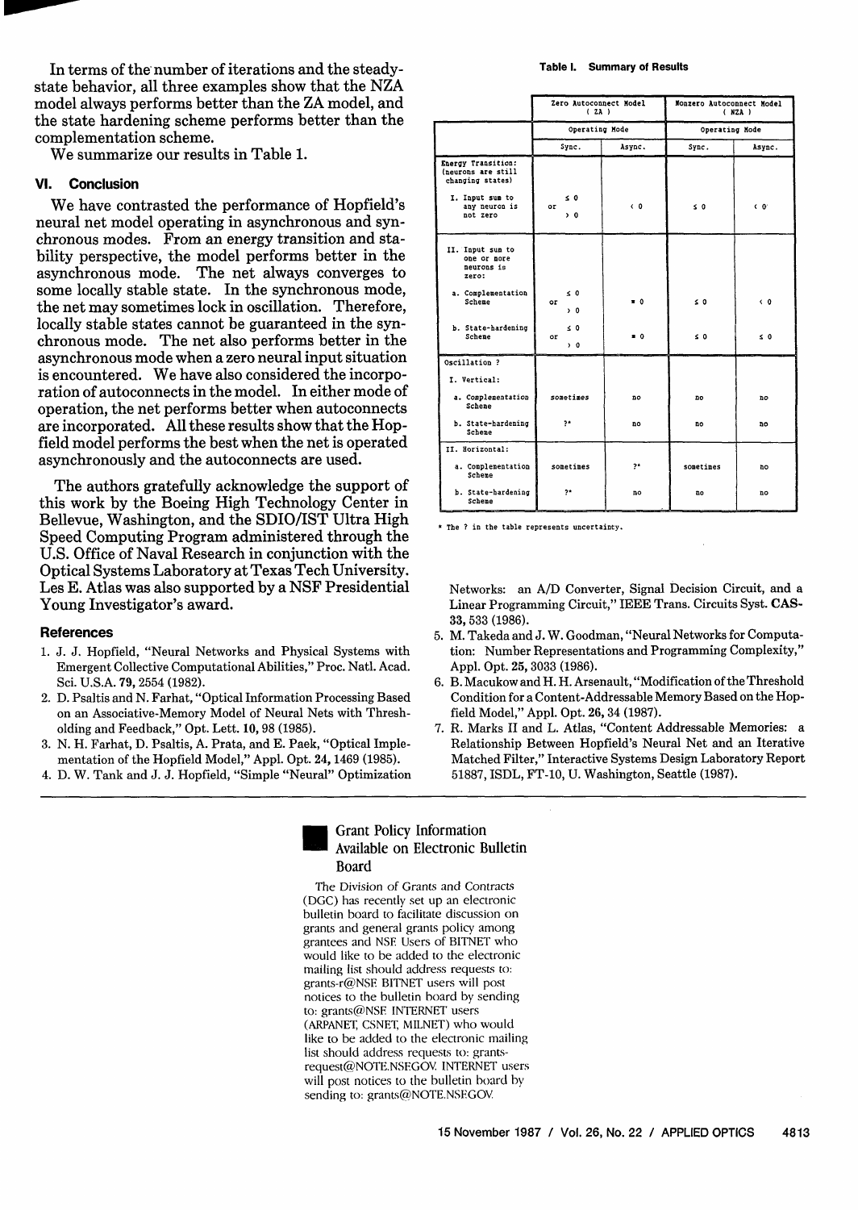In terms of the number of iterations and the steady-state behavior, all three examples show that the NZA model always performs better than the ZA model, and the state hardening scheme performs better than the complementation scheme.

We summarize our results in Table 1.

## VI. Conclusion

We have contrasted the performance of Hopfield's neural net model operating in asynchronous and synchronous modes. From an energy transition and stability perspective, the model performs better in the asynchronous mode. The net always converges to some locally stable state. In the synchronous mode, the net may sometimes lock in oscillation. Therefore, locally stable states cannot be guaranteed in the synchronous mode. The net also performs better in the asynchronous mode when a zero neural input situation is encountered. We have also considered the incorporation of autoconnects in the model. In either mode of operation, the net performs better when autoconnects are incorporated. All these results show that the Hopfield model performs the best when the net is operated asynchronously and the autoconnects are used.

The authors gratefully acknowledge the support of this work by the Boeing High Technology Center in Bellevue, Washington, and the SDIO/IST Ultra High Speed Computing Program administered through the U.S. Office of Naval Research in conjunction with the Optical Systems Laboratory at Texas Tech University. Les E. Atlas was also supported by a NSF Presidential Young Investigator's award.

**Table I. Summary of Results**

| | Zero Autoconnect Model (ZA) | | Nonzero Autoconnect Model (NZA) | |
|---|---|---|---|---|
| | Operating Mode | | Operating Mode | |
| | Sync. | Async. | Sync. | Async. |
| Energy Transition: (neurons are still changing states) | | | | |
| I. Input sum to any neuron is not zero | $\leq 0$ or $> 0$ | $< 0$ | $\leq 0$ | $< 0$ |
| II. Input sum to one or more neurons is zero: | | | | |
| a. Complementation Scheme | $\leq 0$ or $> 0$ | $= 0$ | $\leq 0$ | $< 0$ |
| b. State-hardening Scheme | $\leq 0$ or $> 0$ | $= 0$ | $\leq 0$ | $\leq 0$ |
| Oscillation ? | | | | |
| I. Vertical: | | | | |
| a. Complementation Scheme | sometimes | no | no | no |
| b. State-hardening Scheme | ?* | no | no | no |
| II. Horizontal: | | | | |
| a. Complementation Scheme | sometimes | ?* | sometimes | no |
| b. State-hardening Scheme | ?* | no | no | no |

\* The ? in the table represents uncertainty.

### References

1. J. J. Hopfield, "Neural Networks and Physical Systems with Emergent Collective Computational Abilities," Proc. Natl. Acad. Sci. U.S.A. **79**, 2554 (1982).
2. D. Psaltis and N. Farhat, "Optical Information Processing Based on an Associative-Memory Model of Neural Nets with Thresholding and Feedback," Opt. Lett. **10**, 98 (1985).
3. N. H. Farhat, D. Psaltis, A. Prata, and E. Paek, "Optical Implementation of the Hopfield Model," Appl. Opt. **24**, 1469 (1985).
4. D. W. Tank and J. J. Hopfield, "Simple "Neural" Optimization Networks: an A/D Converter, Signal Decision Circuit, and a Linear Programming Circuit," IEEE Trans. Circuits Syst. **CAS-33**, 533 (1986).
5. M. Takeda and J. W. Goodman, "Neural Networks for Computation: Number Representations and Programming Complexity," Appl. Opt. **25**, 3033 (1986).
6. B. Macukow and H. H. Arsenault, "Modification of the Threshold Condition for a Content-Addressable Memory Based on the Hopfield Model," Appl. Opt. **26**, 34 (1987).
7. R. Marks II and L. Atlas, "Content Addressable Memories: a Relationship Between Hopfield's Neural Net and an Iterative Matched Filter," Interactive Systems Design Laboratory Report 51887, ISDL, FT-10, U. Washington, Seattle (1987).

---

## Grant Policy Information Available on Electronic Bulletin Board

The Division of Grants and Contracts (DGC) has recently set up an electronic bulletin board to facilitate discussion on grants and general grants policy among grantees and NSF. Users of BITNET who would like to be added to the electronic mailing list should address requests to: grants-r@NSF. BITNET users will post notices to the bulletin board by sending to: grants@NSF. INTERNET users (ARPANET, CSNET, MILNET) who would like to be added to the electronic mailing list should address requests to: grants-request@NOTE.NSF.GOV. INTERNET users will post notices to the bulletin board by sending to: grants@NOTE.NSF.GOV.